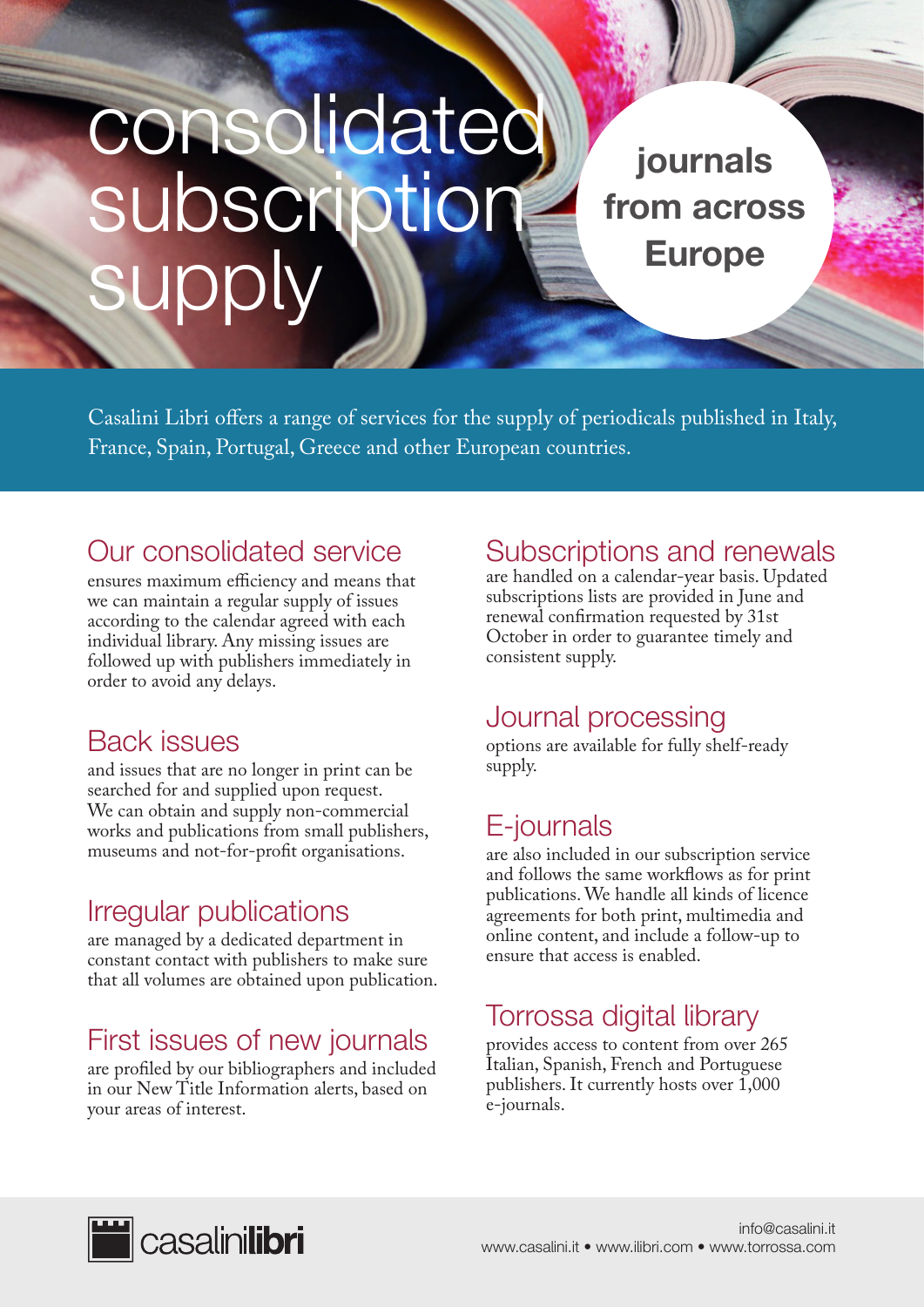# consolidated subscription supply

**journals from across Europe**

Casalini Libri offers a range of services for the supply of periodicals published in Italy, France, Spain, Portugal, Greece and other European countries.

## Our consolidated service

ensures maximum efficiency and means that we can maintain a regular supply of issues according to the calendar agreed with each individual library. Any missing issues are followed up with publishers immediately in order to avoid any delays.

## Back issues

and issues that are no longer in print can be searched for and supplied upon request. We can obtain and supply non-commercial works and publications from small publishers, museums and not-for-profit organisations.

## Irregular publications

are managed by a dedicated department in constant contact with publishers to make sure that all volumes are obtained upon publication.

## First issues of new journals

are profiled by our bibliographers and included in our New Title Information alerts, based on your areas of interest.

## Subscriptions and renewals

are handled on a calendar-year basis. Updated subscriptions lists are provided in June and renewal confirmation requested by 31st October in order to guarantee timely and consistent supply.

## Journal processing

options are available for fully shelf-ready supply.

## E-journals

are also included in our subscription service and follows the same workflows as for print publications. We handle all kinds of licence agreements for both print, multimedia and online content, and include a follow-up to ensure that access is enabled.

## Torrossa digital library

provides access to content from over 265 Italian, Spanish, French and Portuguese publishers. It currently hosts over 1,000 e-journals.

casalini**libri**

info@casalini.it
www.casalini.it • www.ilibri.com • www.torrossa.com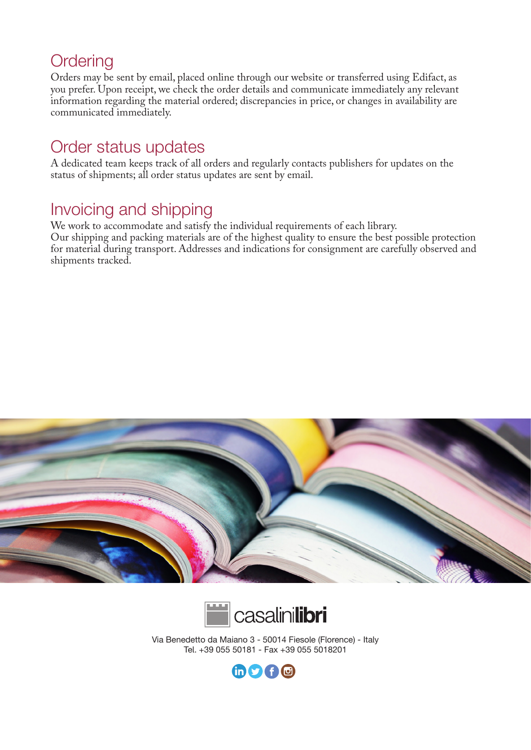## Ordering

Orders may be sent by email, placed online through our website or transferred using Edifact, as you prefer. Upon receipt, we check the order details and communicate immediately any relevant information regarding the material ordered; discrepancies in price, or changes in availability are communicated immediately.

## Order status updates

A dedicated team keeps track of all orders and regularly contacts publishers for updates on the status of shipments; all order status updates are sent by email.

## Invoicing and shipping

We work to accommodate and satisfy the individual requirements of each library.
Our shipping and packing materials are of the highest quality to ensure the best possible protection for material during transport. Addresses and indications for consignment are carefully observed and shipments tracked.

casalini**libri**

Via Benedetto da Maiano 3 - 50014 Fiesole (Florence) - Italy
Tel. +39 055 50181 - Fax +39 055 5018201